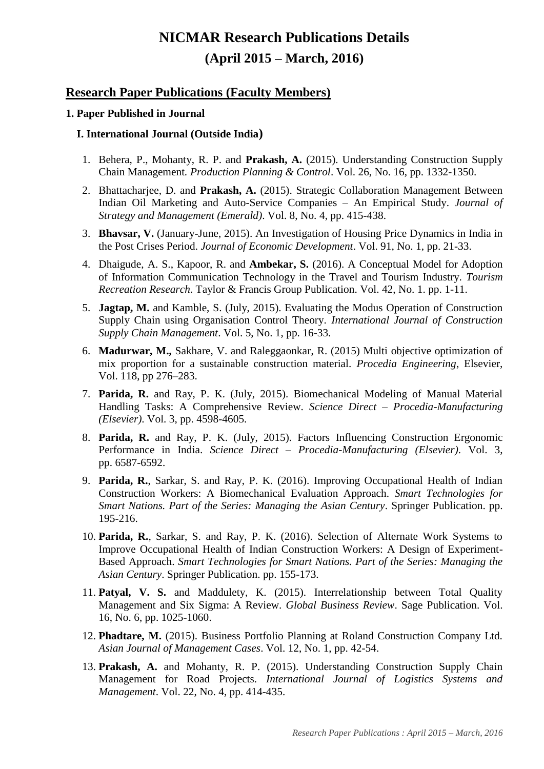# NICMAR Research Publications Details

# (April 2015 – March, 2016)

## Research Paper Publications (Faculty Members)

### 1. Paper Published in Journal

#### I. International Journal (Outside India)

1. Behera, P., Mohanty, R. P. and **Prakash, A.** (2015). Understanding Construction Supply Chain Management*. Production Planning & Control*. Vol. 26, No. 16, pp. 1332-1350.
2. Bhattacharjee, D. and **Prakash, A.** (2015). Strategic Collaboration Management Between Indian Oil Marketing and Auto-Service Companies – An Empirical Study. *Journal of Strategy and Management (Emerald)*. Vol. 8, No. 4, pp. 415-438.
3. **Bhavsar, V.** (January-June, 2015). An Investigation of Housing Price Dynamics in India in the Post Crises Period. *Journal of Economic Development*. Vol. 91, No. 1, pp. 21-33.
4. Dhaigude, A. S., Kapoor, R. and **Ambekar, S.** (2016). A Conceptual Model for Adoption of Information Communication Technology in the Travel and Tourism Industry. *Tourism Recreation Research*. Taylor & Francis Group Publication. Vol. 42, No. 1. pp. 1-11.
5. **Jagtap, M.** and Kamble, S. (July, 2015). Evaluating the Modus Operation of Construction Supply Chain using Organisation Control Theory. *International Journal of Construction Supply Chain Management*. Vol. 5, No. 1, pp. 16-33.
6. **Madurwar, M.,** Sakhare, V. and Raleggaonkar, R. (2015) Multi objective optimization of mix proportion for a sustainable construction material. *Procedia Engineering*, Elsevier, Vol. 118, pp 276–283.
7. **Parida, R.** and Ray, P. K. (July, 2015). Biomechanical Modeling of Manual Material Handling Tasks: A Comprehensive Review. *Science Direct – Procedia-Manufacturing (Elsevier)*. Vol. 3, pp. 4598-4605.
8. **Parida, R.** and Ray, P. K. (July, 2015). Factors Influencing Construction Ergonomic Performance in India. *Science Direct – Procedia-Manufacturing (Elsevier)*. Vol. 3, pp. 6587-6592.
9. **Parida, R.**, Sarkar, S. and Ray, P. K. (2016). Improving Occupational Health of Indian Construction Workers: A Biomechanical Evaluation Approach. *Smart Technologies for Smart Nations. Part of the Series: Managing the Asian Century*. Springer Publication. pp. 195-216.
10. **Parida, R.**, Sarkar, S. and Ray, P. K. (2016). Selection of Alternate Work Systems to Improve Occupational Health of Indian Construction Workers: A Design of Experiment-Based Approach. *Smart Technologies for Smart Nations. Part of the Series: Managing the Asian Century*. Springer Publication. pp. 155-173.
11. **Patyal, V. S.** and Maddulety, K. (2015). Interrelationship between Total Quality Management and Six Sigma: A Review. *Global Business Review*. Sage Publication. Vol. 16, No. 6, pp. 1025-1060.
12. **Phadtare, M.** (2015). Business Portfolio Planning at Roland Construction Company Ltd. *Asian Journal of Management Cases*. Vol. 12, No. 1, pp. 42-54.
13. **Prakash, A.** and Mohanty, R. P. (2015). Understanding Construction Supply Chain Management for Road Projects. *International Journal of Logistics Systems and Management*. Vol. 22, No. 4, pp. 414-435.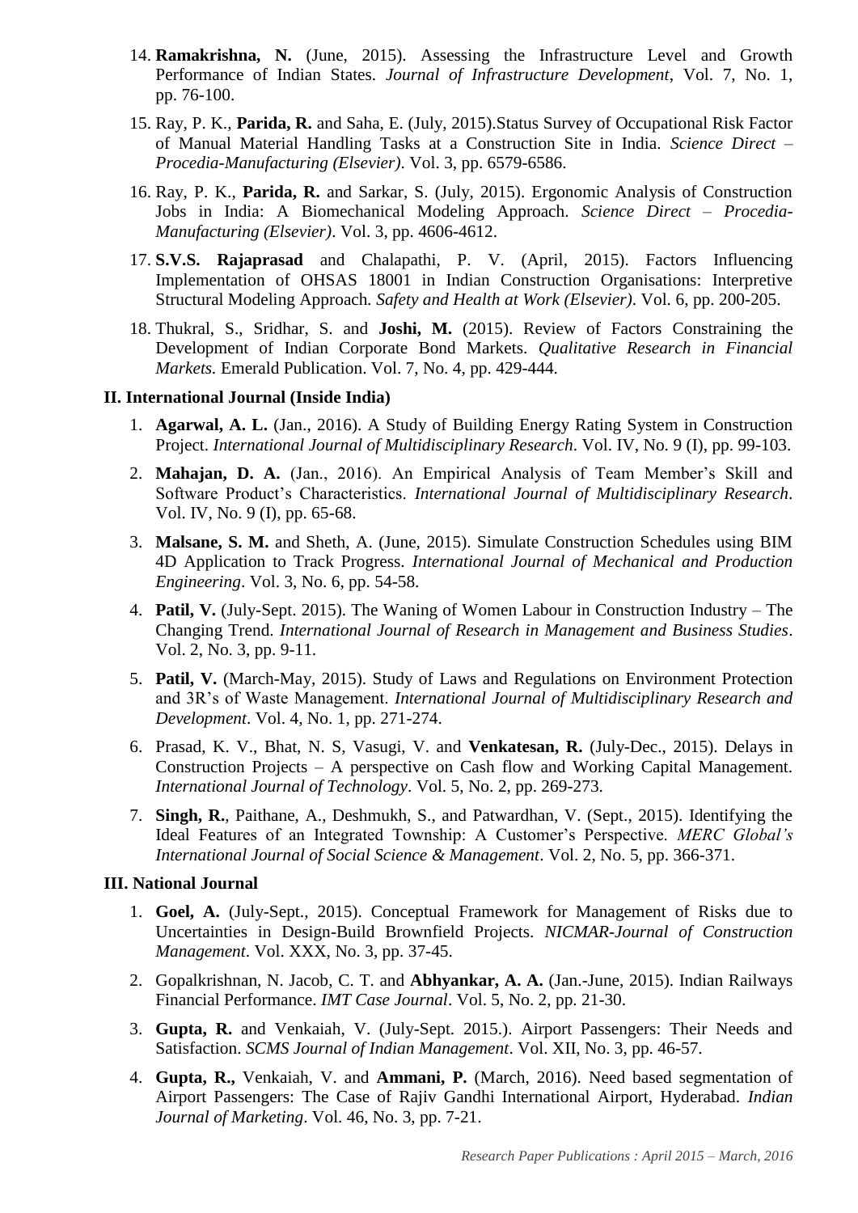14. **Ramakrishna, N.** (June, 2015). Assessing the Infrastructure Level and Growth Performance of Indian States. *Journal of Infrastructure Development*, Vol. 7, No. 1, pp. 76-100.

15. Ray, P. K., **Parida, R.** and Saha, E. (July, 2015).Status Survey of Occupational Risk Factor of Manual Material Handling Tasks at a Construction Site in India. *Science Direct – Procedia-Manufacturing (Elsevier)*. Vol. 3, pp. 6579-6586.

16. Ray, P. K., **Parida, R.** and Sarkar, S. (July, 2015). Ergonomic Analysis of Construction Jobs in India: A Biomechanical Modeling Approach. *Science Direct – Procedia-Manufacturing (Elsevier)*. Vol. 3, pp. 4606-4612.

17. **S.V.S. Rajaprasad** and Chalapathi, P. V. (April, 2015). Factors Influencing Implementation of OHSAS 18001 in Indian Construction Organisations: Interpretive Structural Modeling Approach. *Safety and Health at Work (Elsevier)*. Vol. 6, pp. 200-205.

18. Thukral, S., Sridhar, S. and **Joshi, M.** (2015). Review of Factors Constraining the Development of Indian Corporate Bond Markets. *Qualitative Research in Financial Markets.* Emerald Publication. Vol. 7, No. 4, pp. 429-444.

## II. International Journal (Inside India)

1. **Agarwal, A. L.** (Jan., 2016). A Study of Building Energy Rating System in Construction Project. *International Journal of Multidisciplinary Research*. Vol. IV, No. 9 (I), pp. 99-103.

2. **Mahajan, D. A.** (Jan., 2016). An Empirical Analysis of Team Member's Skill and Software Product's Characteristics. *International Journal of Multidisciplinary Research*. Vol. IV, No. 9 (I), pp. 65-68.

3. **Malsane, S. M.** and Sheth, A. (June, 2015). Simulate Construction Schedules using BIM 4D Application to Track Progress. *International Journal of Mechanical and Production Engineering*. Vol. 3, No. 6, pp. 54-58.

4. **Patil, V.** (July-Sept. 2015). The Waning of Women Labour in Construction Industry – The Changing Trend. *International Journal of Research in Management and Business Studies*. Vol. 2, No. 3, pp. 9-11.

5. **Patil, V.** (March-May, 2015). Study of Laws and Regulations on Environment Protection and 3R's of Waste Management. *International Journal of Multidisciplinary Research and Development*. Vol. 4, No. 1, pp. 271-274.

6. Prasad, K. V., Bhat, N. S, Vasugi, V. and **Venkatesan, R.** (July-Dec., 2015). Delays in Construction Projects – A perspective on Cash flow and Working Capital Management. *International Journal of Technology*. Vol. 5, No. 2, pp. 269-273.

7. **Singh, R.**, Paithane, A., Deshmukh, S., and Patwardhan, V. (Sept., 2015). Identifying the Ideal Features of an Integrated Township: A Customer's Perspective. *MERC Global's International Journal of Social Science & Management*. Vol. 2, No. 5, pp. 366-371.

## III. National Journal

1. **Goel, A.** (July-Sept., 2015). Conceptual Framework for Management of Risks due to Uncertainties in Design-Build Brownfield Projects. *NICMAR-Journal of Construction Management*. Vol. XXX, No. 3, pp. 37-45.

2. Gopalkrishnan, N. Jacob, C. T. and **Abhyankar, A. A.** (Jan.-June, 2015). Indian Railways Financial Performance. *IMT Case Journal*. Vol. 5, No. 2, pp. 21-30.

3. **Gupta, R.** and Venkaiah, V. (July-Sept. 2015.). Airport Passengers: Their Needs and Satisfaction. *SCMS Journal of Indian Management*. Vol. XII, No. 3, pp. 46-57.

4. **Gupta, R.,** Venkaiah, V. and **Ammani, P.** (March, 2016). Need based segmentation of Airport Passengers: The Case of Rajiv Gandhi International Airport, Hyderabad. *Indian Journal of Marketing*. Vol. 46, No. 3, pp. 7-21.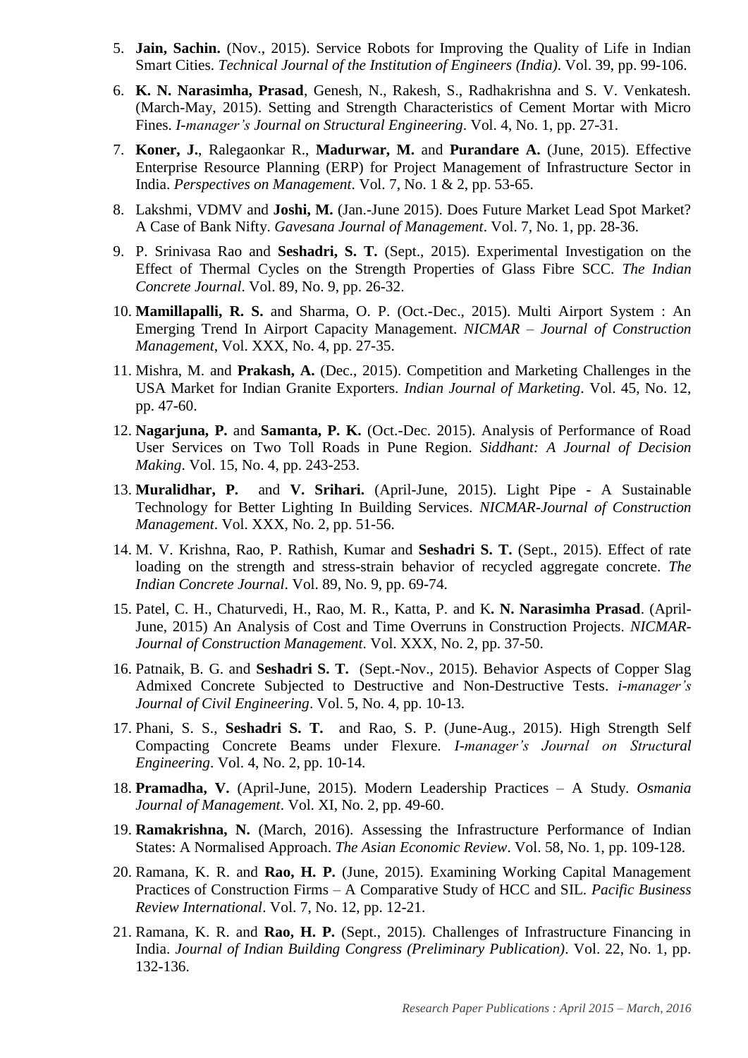5. **Jain, Sachin.** (Nov., 2015). Service Robots for Improving the Quality of Life in Indian Smart Cities. *Technical Journal of the Institution of Engineers (India)*. Vol. 39, pp. 99-106.

6. **K. N. Narasimha, Prasad**, Genesh, N., Rakesh, S., Radhakrishna and S. V. Venkatesh. (March-May, 2015). Setting and Strength Characteristics of Cement Mortar with Micro Fines. *I-manager's Journal on Structural Engineering*. Vol. 4, No. 1, pp. 27-31.

7. **Koner, J.**, Ralegaonkar R., **Madurwar, M.** and **Purandare A.** (June, 2015). Effective Enterprise Resource Planning (ERP) for Project Management of Infrastructure Sector in India. *Perspectives on Management*. Vol. 7, No. 1 & 2, pp. 53-65.

8. Lakshmi, VDMV and **Joshi, M.** (Jan.-June 2015). Does Future Market Lead Spot Market? A Case of Bank Nifty. *Gavesana Journal of Management*. Vol. 7, No. 1, pp. 28-36.

9. P. Srinivasa Rao and **Seshadri, S. T.** (Sept., 2015). Experimental Investigation on the Effect of Thermal Cycles on the Strength Properties of Glass Fibre SCC. *The Indian Concrete Journal*. Vol. 89, No. 9, pp. 26-32.

10. **Mamillapalli, R. S.** and Sharma, O. P. (Oct.-Dec., 2015). Multi Airport System : An Emerging Trend In Airport Capacity Management. *NICMAR – Journal of Construction Management*, Vol. XXX, No. 4, pp. 27-35.

11. Mishra, M. and **Prakash, A.** (Dec., 2015). Competition and Marketing Challenges in the USA Market for Indian Granite Exporters. *Indian Journal of Marketing*. Vol. 45, No. 12, pp. 47-60.

12. **Nagarjuna, P.** and **Samanta, P. K.** (Oct.-Dec. 2015). Analysis of Performance of Road User Services on Two Toll Roads in Pune Region. *Siddhant: A Journal of Decision Making*. Vol. 15, No. 4, pp. 243-253.

13. **Muralidhar, P.** and **V. Srihari.** (April-June, 2015). Light Pipe - A Sustainable Technology for Better Lighting In Building Services. *NICMAR-Journal of Construction Management*. Vol. XXX, No. 2, pp. 51-56.

14. M. V. Krishna, Rao, P. Rathish, Kumar and **Seshadri S. T.** (Sept., 2015). Effect of rate loading on the strength and stress-strain behavior of recycled aggregate concrete. *The Indian Concrete Journal*. Vol. 89, No. 9, pp. 69-74.

15. Patel, C. H., Chaturvedi, H., Rao, M. R., Katta, P. and K**. N. Narasimha Prasad**. (April-June, 2015) An Analysis of Cost and Time Overruns in Construction Projects. *NICMAR-Journal of Construction Management*. Vol. XXX, No. 2, pp. 37-50.

16. Patnaik, B. G. and **Seshadri S. T.** (Sept.-Nov., 2015). Behavior Aspects of Copper Slag Admixed Concrete Subjected to Destructive and Non-Destructive Tests. *i-manager's Journal of Civil Engineering*. Vol. 5, No. 4, pp. 10-13.

17. Phani, S. S., **Seshadri S. T.** and Rao, S. P. (June-Aug., 2015). High Strength Self Compacting Concrete Beams under Flexure. *I-manager's Journal on Structural Engineering*. Vol. 4, No. 2, pp. 10-14.

18. **Pramadha, V.** (April-June, 2015). Modern Leadership Practices – A Study. *Osmania Journal of Management*. Vol. XI, No. 2, pp. 49-60.

19. **Ramakrishna, N.** (March, 2016). Assessing the Infrastructure Performance of Indian States: A Normalised Approach. *The Asian Economic Review*. Vol. 58, No. 1, pp. 109-128.

20. Ramana, K. R. and **Rao, H. P.** (June, 2015). Examining Working Capital Management Practices of Construction Firms – A Comparative Study of HCC and SIL. *Pacific Business Review International*. Vol. 7, No. 12, pp. 12-21.

21. Ramana, K. R. and **Rao, H. P.** (Sept., 2015). Challenges of Infrastructure Financing in India. *Journal of Indian Building Congress (Preliminary Publication)*. Vol. 22, No. 1, pp. 132-136.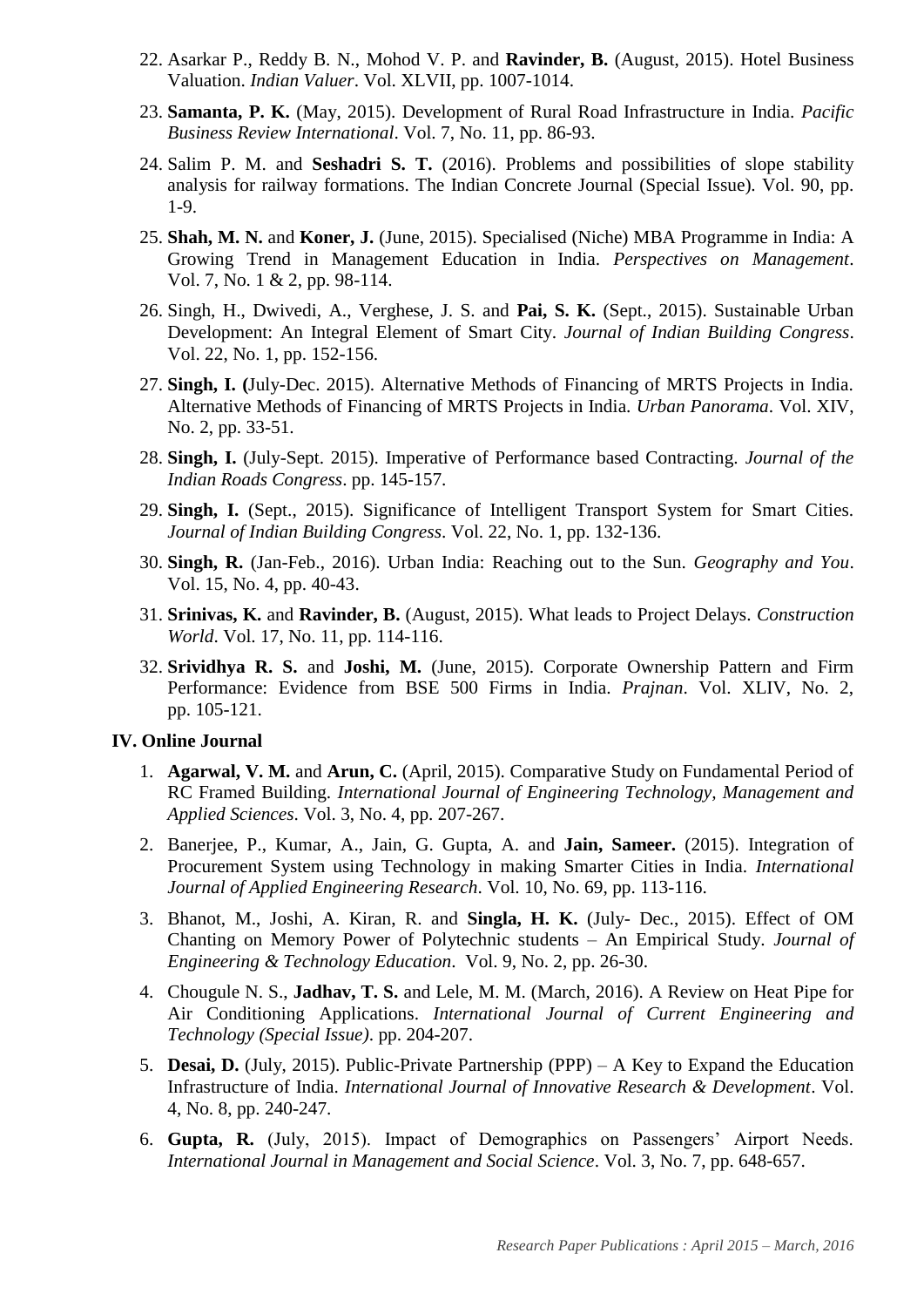22. Asarkar P., Reddy B. N., Mohod V. P. and **Ravinder, B.** (August, 2015). Hotel Business Valuation. *Indian Valuer*. Vol. XLVII, pp. 1007-1014.

23. **Samanta, P. K.** (May, 2015). Development of Rural Road Infrastructure in India. *Pacific Business Review International*. Vol. 7, No. 11, pp. 86-93.

24. Salim P. M. and **Seshadri S. T.** (2016). Problems and possibilities of slope stability analysis for railway formations. The Indian Concrete Journal (Special Issue). Vol. 90, pp. 1-9.

25. **Shah, M. N.** and **Koner, J.** (June, 2015). Specialised (Niche) MBA Programme in India: A Growing Trend in Management Education in India. *Perspectives on Management*. Vol. 7, No. 1 & 2, pp. 98-114.

26. Singh, H., Dwivedi, A., Verghese, J. S. and **Pai, S. K.** (Sept., 2015). Sustainable Urban Development: An Integral Element of Smart City. *Journal of Indian Building Congress*. Vol. 22, No. 1, pp. 152-156.

27. **Singh, I. (**July-Dec. 2015). Alternative Methods of Financing of MRTS Projects in India. Alternative Methods of Financing of MRTS Projects in India. *Urban Panorama*. Vol. XIV, No. 2, pp. 33-51.

28. **Singh, I.** (July-Sept. 2015). Imperative of Performance based Contracting. *Journal of the Indian Roads Congress*. pp. 145-157.

29. **Singh, I.** (Sept., 2015). Significance of Intelligent Transport System for Smart Cities. *Journal of Indian Building Congress*. Vol. 22, No. 1, pp. 132-136.

30. **Singh, R.** (Jan-Feb., 2016). Urban India: Reaching out to the Sun. *Geography and You*. Vol. 15, No. 4, pp. 40-43.

31. **Srinivas, K.** and **Ravinder, B.** (August, 2015). What leads to Project Delays. *Construction World*. Vol. 17, No. 11, pp. 114-116.

32. **Srividhya R. S.** and **Joshi, M.** (June, 2015). Corporate Ownership Pattern and Firm Performance: Evidence from BSE 500 Firms in India. *Prajnan*. Vol. XLIV, No. 2, pp. 105-121.

### IV. Online Journal

1. **Agarwal, V. M.** and **Arun, C.** (April, 2015). Comparative Study on Fundamental Period of RC Framed Building. *International Journal of Engineering Technology, Management and Applied Sciences*. Vol. 3, No. 4, pp. 207-267.

2. Banerjee, P., Kumar, A., Jain, G. Gupta, A. and **Jain, Sameer.** (2015). Integration of Procurement System using Technology in making Smarter Cities in India. *International Journal of Applied Engineering Research*. Vol. 10, No. 69, pp. 113-116.

3. Bhanot, M., Joshi, A. Kiran, R. and **Singla, H. K.** (July- Dec., 2015). Effect of OM Chanting on Memory Power of Polytechnic students – An Empirical Study. *Journal of Engineering & Technology Education*. Vol. 9, No. 2, pp. 26-30.

4. Chougule N. S., **Jadhav, T. S.** and Lele, M. M. (March, 2016). A Review on Heat Pipe for Air Conditioning Applications. *International Journal of Current Engineering and Technology (Special Issue)*. pp. 204-207.

5. **Desai, D.** (July, 2015). Public-Private Partnership (PPP) – A Key to Expand the Education Infrastructure of India. *International Journal of Innovative Research & Development*. Vol. 4, No. 8, pp. 240-247.

6. **Gupta, R.** (July, 2015). Impact of Demographics on Passengers' Airport Needs. *International Journal in Management and Social Science*. Vol. 3, No. 7, pp. 648-657.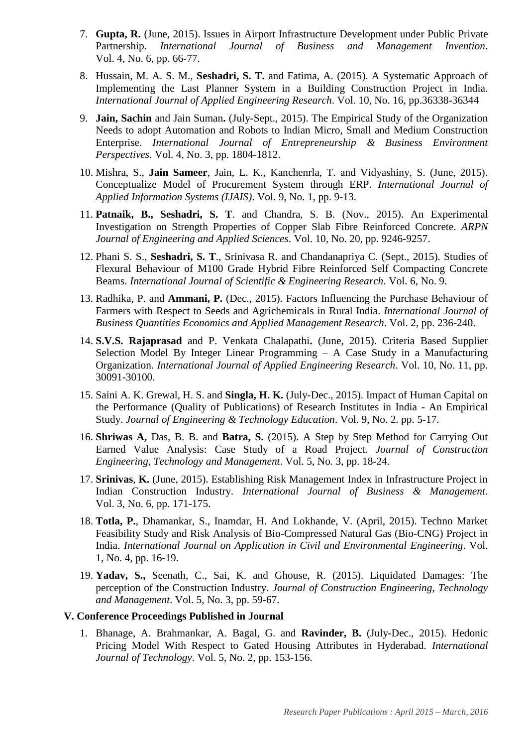7. **Gupta, R.** (June, 2015). Issues in Airport Infrastructure Development under Public Private Partnership. *International Journal of Business and Management Invention*. Vol. 4, No. 6, pp. 66-77.

8. Hussain, M. A. S. M., **Seshadri, S. T.** and Fatima, A. (2015). A Systematic Approach of Implementing the Last Planner System in a Building Construction Project in India. *International Journal of Applied Engineering Research*. Vol. 10, No. 16, pp.36338-36344

9. **Jain, Sachin** and Jain Suman**.** (July-Sept., 2015). The Empirical Study of the Organization Needs to adopt Automation and Robots to Indian Micro, Small and Medium Construction Enterprise. *International Journal of Entrepreneurship & Business Environment Perspectives*. Vol. 4, No. 3, pp. 1804-1812.

10. Mishra, S., **Jain Sameer**, Jain, L. K., Kanchenrla, T. and Vidyashiny, S. (June, 2015). Conceptualize Model of Procurement System through ERP. *International Journal of Applied Information Systems (IJAIS)*. Vol. 9, No. 1, pp. 9-13.

11. **Patnaik, B., Seshadri, S. T**. and Chandra, S. B. (Nov., 2015). An Experimental Investigation on Strength Properties of Copper Slab Fibre Reinforced Concrete. *ARPN Journal of Engineering and Applied Sciences*. Vol. 10, No. 20, pp. 9246-9257.

12. Phani S. S., **Seshadri, S. T**., Srinivasa R. and Chandanapriya C. (Sept., 2015). Studies of Flexural Behaviour of M100 Grade Hybrid Fibre Reinforced Self Compacting Concrete Beams. *International Journal of Scientific & Engineering Research*. Vol. 6, No. 9.

13. Radhika, P. and **Ammani, P.** (Dec., 2015). Factors Influencing the Purchase Behaviour of Farmers with Respect to Seeds and Agrichemicals in Rural India. *International Journal of Business Quantities Economics and Applied Management Research*. Vol. 2, pp. 236-240.

14. **S.V.S. Rajaprasad** and P. Venkata Chalapathi**.** (June, 2015). Criteria Based Supplier Selection Model By Integer Linear Programming – A Case Study in a Manufacturing Organization. *International Journal of Applied Engineering Research*. Vol. 10, No. 11, pp. 30091-30100.

15. Saini A. K. Grewal, H. S. and **Singla, H. K.** (July-Dec., 2015). Impact of Human Capital on the Performance (Quality of Publications) of Research Institutes in India - An Empirical Study. *Journal of Engineering & Technology Education*. Vol. 9, No. 2. pp. 5-17.

16. **Shriwas A,** Das, B. B. and **Batra, S.** (2015). A Step by Step Method for Carrying Out Earned Value Analysis: Case Study of a Road Project. *Journal of Construction Engineering, Technology and Management*. Vol. 5, No. 3, pp. 18-24.

17. **Srinivas**, **K.** (June, 2015). Establishing Risk Management Index in Infrastructure Project in Indian Construction Industry. *International Journal of Business & Management*. Vol. 3, No. 6, pp. 171-175.

18. **Totla, P.**, Dhamankar, S., Inamdar, H. And Lokhande, V. (April, 2015). Techno Market Feasibility Study and Risk Analysis of Bio-Compressed Natural Gas (Bio-CNG) Project in India. *International Journal on Application in Civil and Environmental Engineering*. Vol. 1, No. 4, pp. 16-19.

19. **Yadav, S.,** Seenath, C., Sai, K. and Ghouse, R. (2015). Liquidated Damages: The perception of the Construction Industry. *Journal of Construction Engineering, Technology and Management*. Vol. 5, No. 3, pp. 59-67.

**V. Conference Proceedings Published in Journal**

1. Bhanage, A. Brahmankar, A. Bagal, G. and **Ravinder, B.** (July-Dec., 2015). Hedonic Pricing Model With Respect to Gated Housing Attributes in Hyderabad. *International Journal of Technology*. Vol. 5, No. 2, pp. 153-156.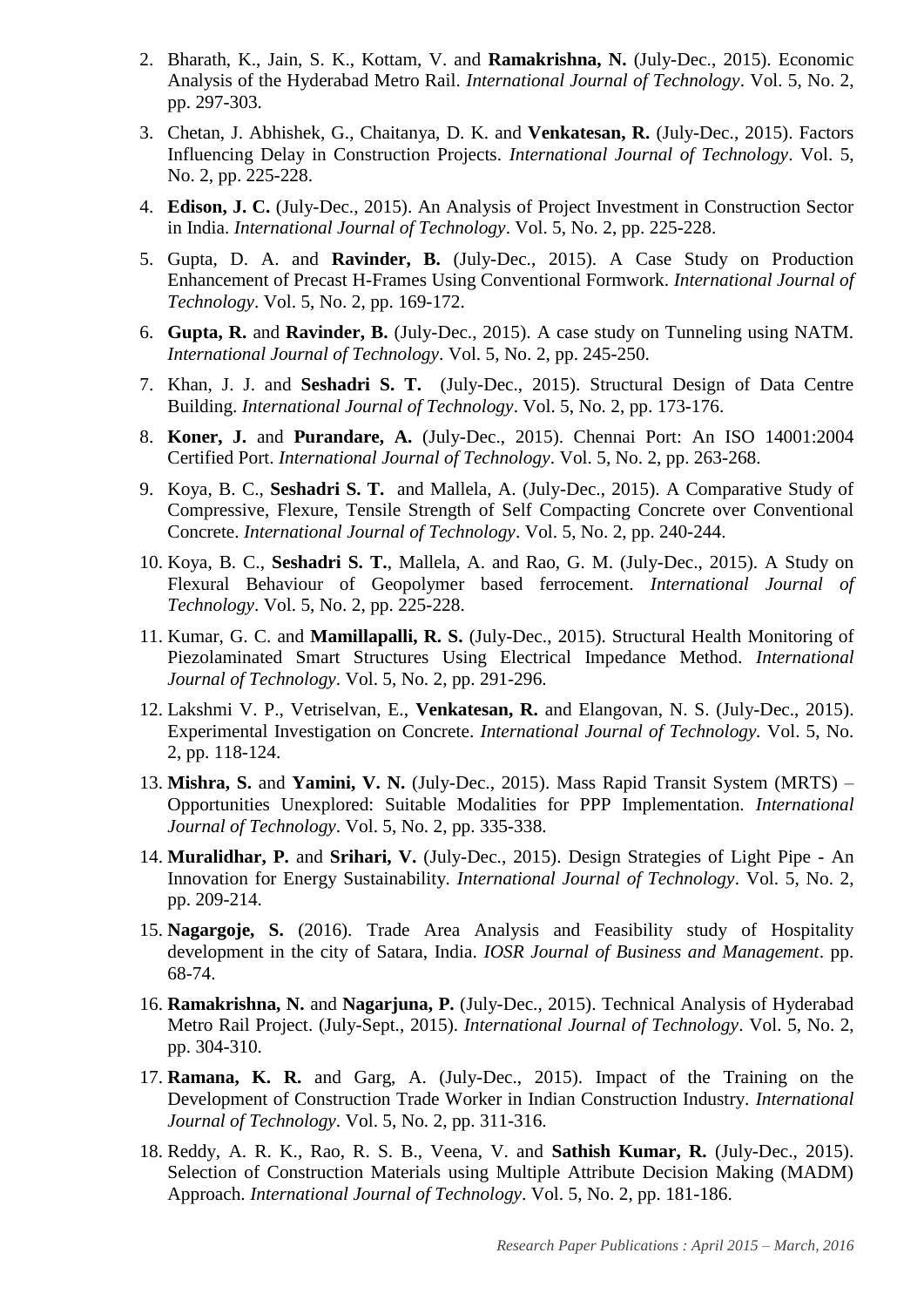2. Bharath, K., Jain, S. K., Kottam, V. and **Ramakrishna, N.** (July-Dec., 2015). Economic Analysis of the Hyderabad Metro Rail. *International Journal of Technology*. Vol. 5, No. 2, pp. 297-303.

3. Chetan, J. Abhishek, G., Chaitanya, D. K. and **Venkatesan, R.** (July-Dec., 2015). Factors Influencing Delay in Construction Projects. *International Journal of Technology*. Vol. 5, No. 2, pp. 225-228.

4. **Edison, J. C.** (July-Dec., 2015). An Analysis of Project Investment in Construction Sector in India. *International Journal of Technology*. Vol. 5, No. 2, pp. 225-228.

5. Gupta, D. A. and **Ravinder, B.** (July-Dec., 2015). A Case Study on Production Enhancement of Precast H-Frames Using Conventional Formwork. *International Journal of Technology*. Vol. 5, No. 2, pp. 169-172.

6. **Gupta, R.** and **Ravinder, B.** (July-Dec., 2015). A case study on Tunneling using NATM. *International Journal of Technology*. Vol. 5, No. 2, pp. 245-250.

7. Khan, J. J. and **Seshadri S. T.** (July-Dec., 2015). Structural Design of Data Centre Building. *International Journal of Technology*. Vol. 5, No. 2, pp. 173-176.

8. **Koner, J.** and **Purandare, A.** (July-Dec., 2015). Chennai Port: An ISO 14001:2004 Certified Port. *International Journal of Technology*. Vol. 5, No. 2, pp. 263-268.

9. Koya, B. C., **Seshadri S. T.** and Mallela, A. (July-Dec., 2015). A Comparative Study of Compressive, Flexure, Tensile Strength of Self Compacting Concrete over Conventional Concrete. *International Journal of Technology*. Vol. 5, No. 2, pp. 240-244.

10. Koya, B. C., **Seshadri S. T.**, Mallela, A. and Rao, G. M. (July-Dec., 2015). A Study on Flexural Behaviour of Geopolymer based ferrocement. *International Journal of Technology*. Vol. 5, No. 2, pp. 225-228.

11. Kumar, G. C. and **Mamillapalli, R. S.** (July-Dec., 2015). Structural Health Monitoring of Piezolaminated Smart Structures Using Electrical Impedance Method. *International Journal of Technology*. Vol. 5, No. 2, pp. 291-296.

12. Lakshmi V. P., Vetriselvan, E., **Venkatesan, R.** and Elangovan, N. S. (July-Dec., 2015). Experimental Investigation on Concrete. *International Journal of Technology.* Vol. 5, No. 2, pp. 118-124.

13. **Mishra, S.** and **Yamini, V. N.** (July-Dec., 2015). Mass Rapid Transit System (MRTS) – Opportunities Unexplored: Suitable Modalities for PPP Implementation. *International Journal of Technology*. Vol. 5, No. 2, pp. 335-338.

14. **Muralidhar, P.** and **Srihari, V.** (July-Dec., 2015). Design Strategies of Light Pipe - An Innovation for Energy Sustainability. *International Journal of Technology*. Vol. 5, No. 2, pp. 209-214.

15. **Nagargoje, S.** (2016). Trade Area Analysis and Feasibility study of Hospitality development in the city of Satara, India. *IOSR Journal of Business and Management*. pp. 68-74.

16. **Ramakrishna, N.** and **Nagarjuna, P.** (July-Dec., 2015). Technical Analysis of Hyderabad Metro Rail Project. (July-Sept., 2015). *International Journal of Technology*. Vol. 5, No. 2, pp. 304-310.

17. **Ramana, K. R.** and Garg, A. (July-Dec., 2015). Impact of the Training on the Development of Construction Trade Worker in Indian Construction Industry. *International Journal of Technology*. Vol. 5, No. 2, pp. 311-316.

18. Reddy, A. R. K., Rao, R. S. B., Veena, V. and **Sathish Kumar, R.** (July-Dec., 2015). Selection of Construction Materials using Multiple Attribute Decision Making (MADM) Approach. *International Journal of Technology*. Vol. 5, No. 2, pp. 181-186.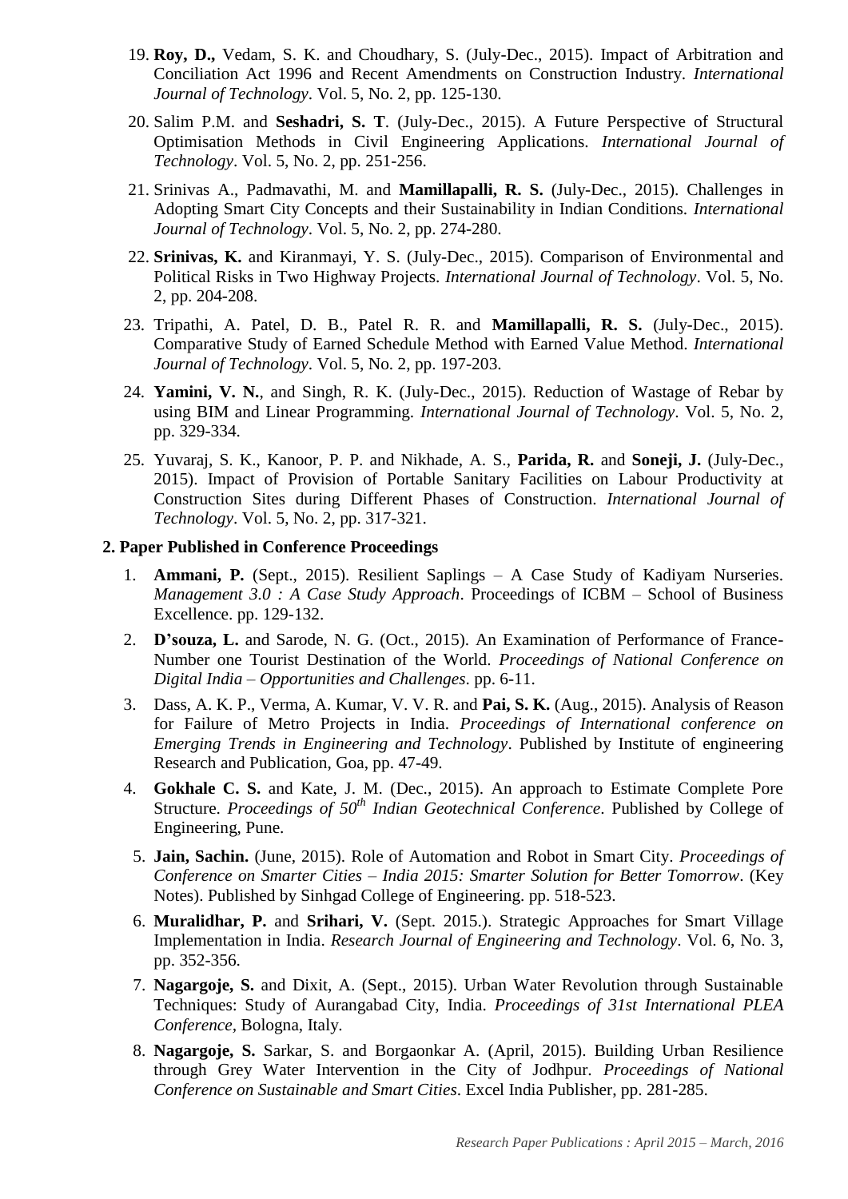19. **Roy, D.,** Vedam, S. K. and Choudhary, S. (July-Dec., 2015). Impact of Arbitration and Conciliation Act 1996 and Recent Amendments on Construction Industry. *International Journal of Technology*. Vol. 5, No. 2, pp. 125-130.
20. Salim P.M. and **Seshadri, S. T**. (July-Dec., 2015). A Future Perspective of Structural Optimisation Methods in Civil Engineering Applications. *International Journal of Technology*. Vol. 5, No. 2, pp. 251-256.
21. Srinivas A., Padmavathi, M. and **Mamillapalli, R. S.** (July-Dec., 2015). Challenges in Adopting Smart City Concepts and their Sustainability in Indian Conditions. *International Journal of Technology*. Vol. 5, No. 2, pp. 274-280.
22. **Srinivas, K.** and Kiranmayi, Y. S. (July-Dec., 2015). Comparison of Environmental and Political Risks in Two Highway Projects. *International Journal of Technology*. Vol. 5, No. 2, pp. 204-208.
23. Tripathi, A. Patel, D. B., Patel R. R. and **Mamillapalli, R. S.** (July-Dec., 2015). Comparative Study of Earned Schedule Method with Earned Value Method. *International Journal of Technology*. Vol. 5, No. 2, pp. 197-203.
24. **Yamini, V. N.**, and Singh, R. K. (July-Dec., 2015). Reduction of Wastage of Rebar by using BIM and Linear Programming. *International Journal of Technology*. Vol. 5, No. 2, pp. 329-334.
25. Yuvaraj, S. K., Kanoor, P. P. and Nikhade, A. S., **Parida, R.** and **Soneji, J.** (July-Dec., 2015). Impact of Provision of Portable Sanitary Facilities on Labour Productivity at Construction Sites during Different Phases of Construction. *International Journal of Technology*. Vol. 5, No. 2, pp. 317-321.

**2. Paper Published in Conference Proceedings**

1. **Ammani, P.** (Sept., 2015). Resilient Saplings – A Case Study of Kadiyam Nurseries. *Management 3.0 : A Case Study Approach*. Proceedings of ICBM – School of Business Excellence. pp. 129-132.
2. **D'souza, L.** and Sarode, N. G. (Oct., 2015). An Examination of Performance of France-Number one Tourist Destination of the World. *Proceedings of National Conference on Digital India – Opportunities and Challenges*. pp. 6-11.
3. Dass, A. K. P., Verma, A. Kumar, V. V. R. and **Pai, S. K.** (Aug., 2015). Analysis of Reason for Failure of Metro Projects in India. *Proceedings of International conference on Emerging Trends in Engineering and Technology*. Published by Institute of engineering Research and Publication, Goa, pp. 47-49.
4. **Gokhale C. S.** and Kate, J. M. (Dec., 2015). An approach to Estimate Complete Pore Structure. *Proceedings of 50th Indian Geotechnical Conference*. Published by College of Engineering, Pune.
5. **Jain, Sachin.** (June, 2015). Role of Automation and Robot in Smart City. *Proceedings of Conference on Smarter Cities – India 2015: Smarter Solution for Better Tomorrow*. (Key Notes). Published by Sinhgad College of Engineering. pp. 518-523.
6. **Muralidhar, P.** and **Srihari, V.** (Sept. 2015.). Strategic Approaches for Smart Village Implementation in India. *Research Journal of Engineering and Technology*. Vol. 6, No. 3, pp. 352-356.
7. **Nagargoje, S.** and Dixit, A. (Sept., 2015). Urban Water Revolution through Sustainable Techniques: Study of Aurangabad City, India. *Proceedings of 31st International PLEA Conference*, Bologna, Italy.
8. **Nagargoje, S.** Sarkar, S. and Borgaonkar A. (April, 2015). Building Urban Resilience through Grey Water Intervention in the City of Jodhpur. *Proceedings of National Conference on Sustainable and Smart Cities*. Excel India Publisher, pp. 281-285.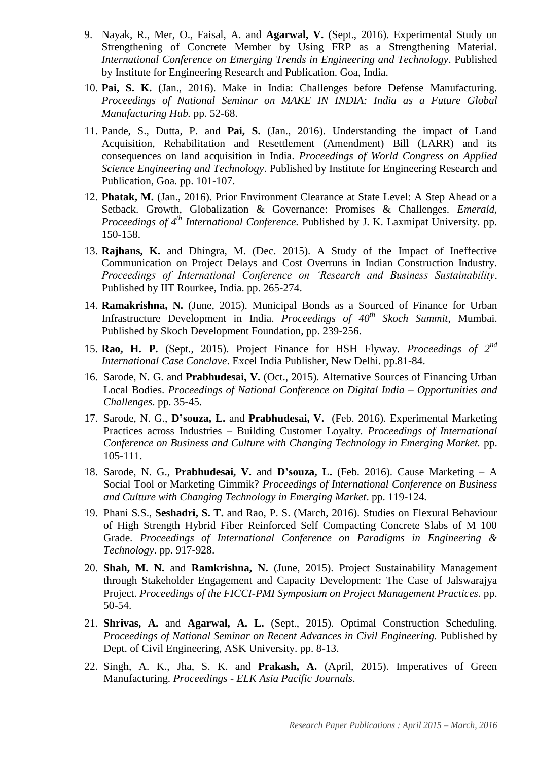9. Nayak, R., Mer, O., Faisal, A. and **Agarwal, V.** (Sept., 2016). Experimental Study on Strengthening of Concrete Member by Using FRP as a Strengthening Material. *International Conference on Emerging Trends in Engineering and Technology*. Published by Institute for Engineering Research and Publication. Goa, India.

10. **Pai, S. K.** (Jan., 2016). Make in India: Challenges before Defense Manufacturing. *Proceedings of National Seminar on MAKE IN INDIA: India as a Future Global Manufacturing Hub.* pp. 52-68.

11. Pande, S., Dutta, P. and **Pai, S.** (Jan., 2016). Understanding the impact of Land Acquisition, Rehabilitation and Resettlement (Amendment) Bill (LARR) and its consequences on land acquisition in India. *Proceedings of World Congress on Applied Science Engineering and Technology*. Published by Institute for Engineering Research and Publication, Goa. pp. 101-107.

12. **Phatak, M.** (Jan., 2016). Prior Environment Clearance at State Level: A Step Ahead or a Setback. Growth, Globalization & Governance: Promises & Challenges. *Emerald, Proceedings of 4th International Conference.* Published by J. K. Laxmipat University. pp. 150-158.

13. **Rajhans, K.** and Dhingra, M. (Dec. 2015). A Study of the Impact of Ineffective Communication on Project Delays and Cost Overruns in Indian Construction Industry. *Proceedings of International Conference on 'Research and Business Sustainability*. Published by IIT Rourkee, India. pp. 265-274.

14. **Ramakrishna, N.** (June, 2015). Municipal Bonds as a Sourced of Finance for Urban Infrastructure Development in India. *Proceedings of 40th Skoch Summit*, Mumbai. Published by Skoch Development Foundation, pp. 239-256.

15. **Rao, H. P.** (Sept., 2015). Project Finance for HSH Flyway. *Proceedings of 2nd International Case Conclave*. Excel India Publisher, New Delhi. pp.81-84.

16. Sarode, N. G. and **Prabhudesai, V.** (Oct., 2015). Alternative Sources of Financing Urban Local Bodies. *Proceedings of National Conference on Digital India – Opportunities and Challenges*. pp. 35-45.

17. Sarode, N. G., **D'souza, L.** and **Prabhudesai, V.** (Feb. 2016). Experimental Marketing Practices across Industries – Building Customer Loyalty. *Proceedings of International Conference on Business and Culture with Changing Technology in Emerging Market.* pp. 105-111.

18. Sarode, N. G., **Prabhudesai, V.** and **D'souza, L.** (Feb. 2016). Cause Marketing – A Social Tool or Marketing Gimmik? *Proceedings of International Conference on Business and Culture with Changing Technology in Emerging Market*. pp. 119-124.

19. Phani S.S., **Seshadri, S. T.** and Rao, P. S. (March, 2016). Studies on Flexural Behaviour of High Strength Hybrid Fiber Reinforced Self Compacting Concrete Slabs of M 100 Grade. *Proceedings of International Conference on Paradigms in Engineering & Technology*. pp. 917-928.

20. **Shah, M. N.** and **Ramkrishna, N.** (June, 2015). Project Sustainability Management through Stakeholder Engagement and Capacity Development: The Case of Jalswarajya Project. *Proceedings of the FICCI-PMI Symposium on Project Management Practices*. pp. 50-54.

21. **Shrivas, A.** and **Agarwal, A. L.** (Sept., 2015). Optimal Construction Scheduling. *Proceedings of National Seminar on Recent Advances in Civil Engineering.* Published by Dept. of Civil Engineering, ASK University. pp. 8-13.

22. Singh, A. K., Jha, S. K. and **Prakash, A.** (April, 2015). Imperatives of Green Manufacturing. *Proceedings - ELK Asia Pacific Journals*.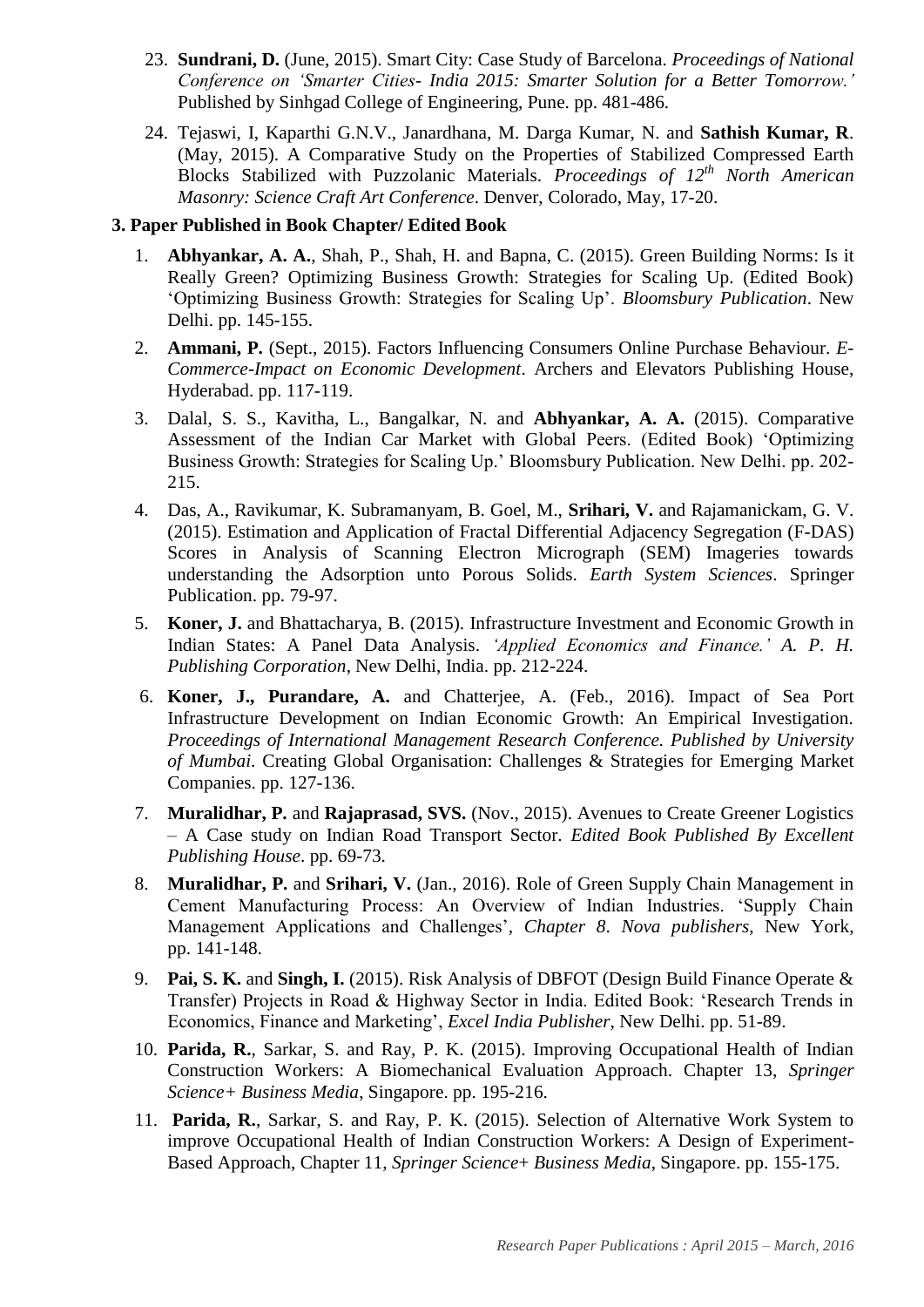23. **Sundrani, D.** (June, 2015). Smart City: Case Study of Barcelona. *Proceedings of National Conference on 'Smarter Cities- India 2015: Smarter Solution for a Better Tomorrow.'* Published by Sinhgad College of Engineering, Pune. pp. 481-486.

24. Tejaswi, I, Kaparthi G.N.V., Janardhana, M. Darga Kumar, N. and **Sathish Kumar, R**. (May, 2015). A Comparative Study on the Properties of Stabilized Compressed Earth Blocks Stabilized with Puzzolanic Materials. *Proceedings of 12th North American Masonry: Science Craft Art Conference*. Denver, Colorado, May, 17-20.

**3. Paper Published in Book Chapter/ Edited Book**

1. **Abhyankar, A. A.**, Shah, P., Shah, H. and Bapna, C. (2015). Green Building Norms: Is it Really Green? Optimizing Business Growth: Strategies for Scaling Up. (Edited Book) 'Optimizing Business Growth: Strategies for Scaling Up'. *Bloomsbury Publication*. New Delhi. pp. 145-155.

2. **Ammani, P.** (Sept., 2015). Factors Influencing Consumers Online Purchase Behaviour. *E-Commerce-Impact on Economic Development*. Archers and Elevators Publishing House, Hyderabad. pp. 117-119.

3. Dalal, S. S., Kavitha, L., Bangalkar, N. and **Abhyankar, A. A.** (2015). Comparative Assessment of the Indian Car Market with Global Peers. (Edited Book) 'Optimizing Business Growth: Strategies for Scaling Up.' Bloomsbury Publication. New Delhi. pp. 202-215.

4. Das, A., Ravikumar, K. Subramanyam, B. Goel, M., **Srihari, V.** and Rajamanickam, G. V. (2015). Estimation and Application of Fractal Differential Adjacency Segregation (F-DAS) Scores in Analysis of Scanning Electron Micrograph (SEM) Imageries towards understanding the Adsorption unto Porous Solids. *Earth System Sciences*. Springer Publication. pp. 79-97.

5. **Koner, J.** and Bhattacharya, B. (2015). Infrastructure Investment and Economic Growth in Indian States: A Panel Data Analysis. *'Applied Economics and Finance.' A. P. H. Publishing Corporation*, New Delhi, India. pp. 212-224.

6. **Koner, J., Purandare, A.** and Chatterjee, A. (Feb., 2016). Impact of Sea Port Infrastructure Development on Indian Economic Growth: An Empirical Investigation. *Proceedings of International Management Research Conference. Published by University of Mumbai*. Creating Global Organisation: Challenges & Strategies for Emerging Market Companies. pp. 127-136.

7. **Muralidhar, P.** and **Rajaprasad, SVS.** (Nov., 2015). Avenues to Create Greener Logistics – A Case study on Indian Road Transport Sector. *Edited Book Published By Excellent Publishing House*. pp. 69-73.

8. **Muralidhar, P.** and **Srihari, V.** (Jan., 2016). Role of Green Supply Chain Management in Cement Manufacturing Process: An Overview of Indian Industries. 'Supply Chain Management Applications and Challenges', *Chapter 8*. *Nova publishers*, New York, pp. 141-148.

9. **Pai, S. K.** and **Singh, I.** (2015). Risk Analysis of DBFOT (Design Build Finance Operate & Transfer) Projects in Road & Highway Sector in India. Edited Book: 'Research Trends in Economics, Finance and Marketing', *Excel India Publisher*, New Delhi. pp. 51-89.

10. **Parida, R.**, Sarkar, S. and Ray, P. K. (2015). Improving Occupational Health of Indian Construction Workers: A Biomechanical Evaluation Approach. Chapter 13, *Springer Science+ Business Media*, Singapore. pp. 195-216.

11. **Parida, R.**, Sarkar, S. and Ray, P. K. (2015). Selection of Alternative Work System to improve Occupational Health of Indian Construction Workers: A Design of Experiment-Based Approach, Chapter 11, *Springer Science+ Business Media*, Singapore. pp. 155-175.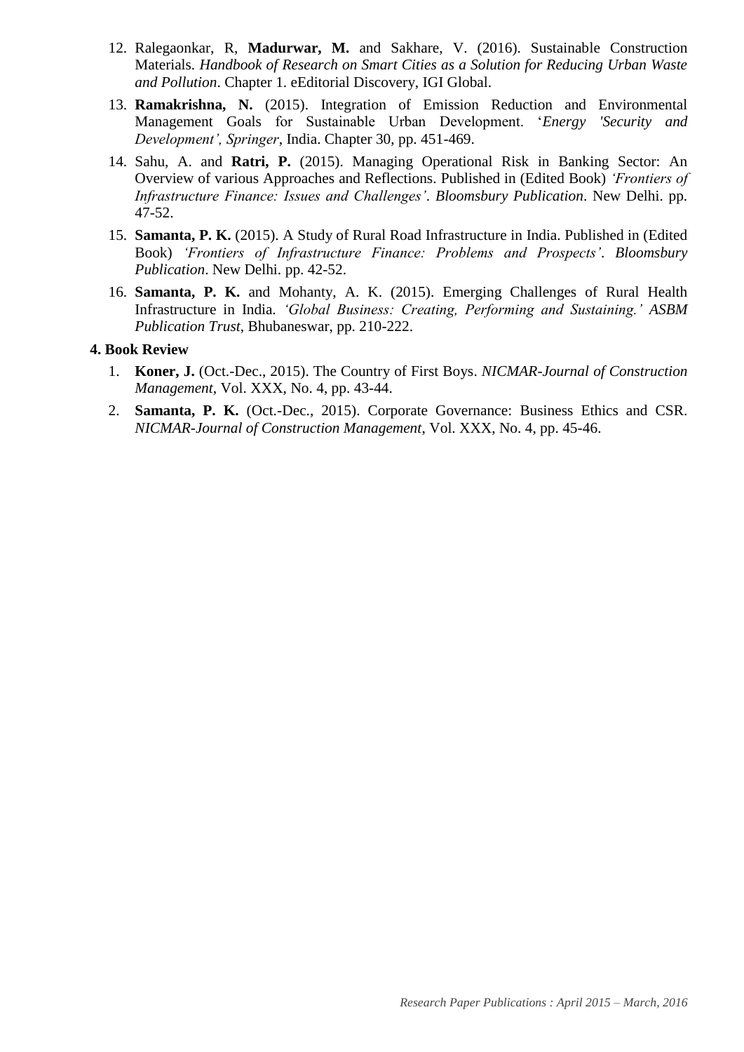12. Ralegaonkar, R, **Madurwar, M.** and Sakhare, V. (2016). Sustainable Construction Materials. *Handbook of Research on Smart Cities as a Solution for Reducing Urban Waste and Pollution*. Chapter 1. eEditorial Discovery, IGI Global.
13. **Ramakrishna, N.** (2015). Integration of Emission Reduction and Environmental Management Goals for Sustainable Urban Development. '*Energy 'Security and Development', Springer*, India. Chapter 30, pp. 451-469.
14. Sahu, A. and **Ratri, P.** (2015). Managing Operational Risk in Banking Sector: An Overview of various Approaches and Reflections. Published in (Edited Book) *'Frontiers of Infrastructure Finance: Issues and Challenges'*. *Bloomsbury Publication*. New Delhi. pp. 47-52.
15. **Samanta, P. K.** (2015). A Study of Rural Road Infrastructure in India. Published in (Edited Book) *'Frontiers of Infrastructure Finance: Problems and Prospects'*. *Bloomsbury Publication*. New Delhi. pp. 42-52.
16. **Samanta, P. K.** and Mohanty, A. K. (2015). Emerging Challenges of Rural Health Infrastructure in India. *'Global Business: Creating, Performing and Sustaining.' ASBM Publication Trust*, Bhubaneswar, pp. 210-222.

**4. Book Review**

1. **Koner, J.** (Oct.-Dec., 2015). The Country of First Boys. *NICMAR-Journal of Construction Management*, Vol. XXX, No. 4, pp. 43-44.
2. **Samanta, P. K.** (Oct.-Dec., 2015). Corporate Governance: Business Ethics and CSR. *NICMAR-Journal of Construction Management*, Vol. XXX, No. 4, pp. 45-46.